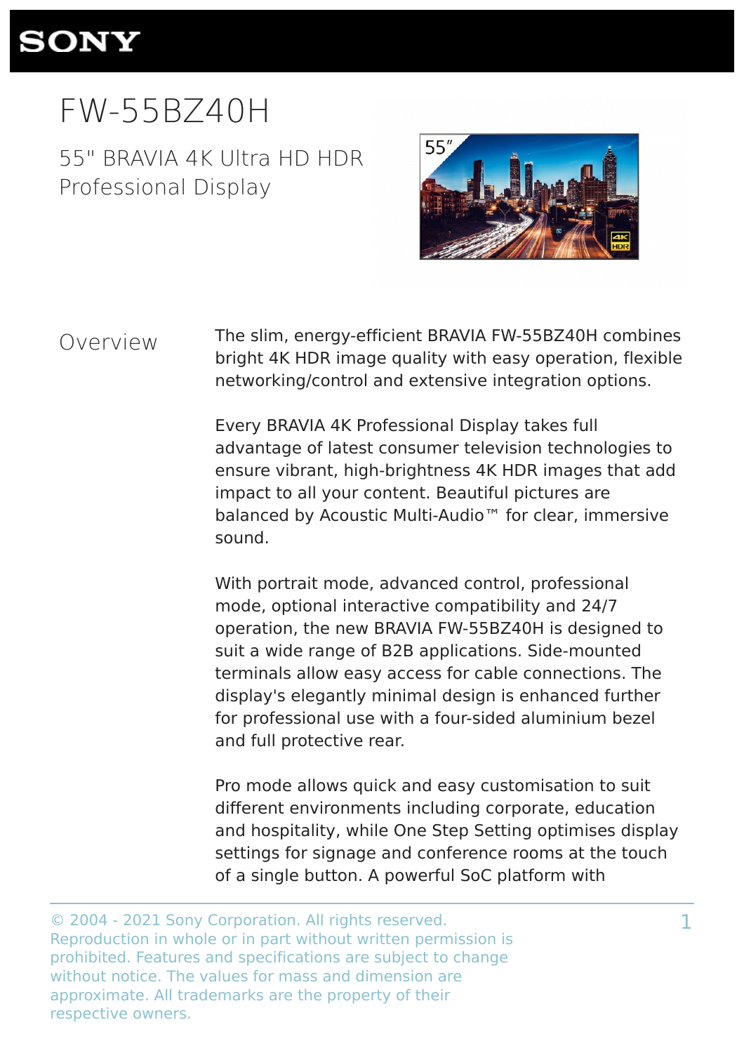SONY

# FW-55BZ40H

## 55" BRAVIA 4K Ultra HD HDR Professional Display

## Overview

The slim, energy-efficient BRAVIA FW-55BZ40H combines bright 4K HDR image quality with easy operation, flexible networking/control and extensive integration options.

Every BRAVIA 4K Professional Display takes full advantage of latest consumer television technologies to ensure vibrant, high-brightness 4K HDR images that add impact to all your content. Beautiful pictures are balanced by Acoustic Multi-Audio™ for clear, immersive sound.

With portrait mode, advanced control, professional mode, optional interactive compatibility and 24/7 operation, the new BRAVIA FW-55BZ40H is designed to suit a wide range of B2B applications. Side-mounted terminals allow easy access for cable connections. The display's elegantly minimal design is enhanced further for professional use with a four-sided aluminium bezel and full protective rear.

Pro mode allows quick and easy customisation to suit different environments including corporate, education and hospitality, while One Step Setting optimises display settings for signage and conference rooms at the touch of a single button. A powerful SoC platform with

© 2004 - 2021 Sony Corporation. All rights reserved. Reproduction in whole or in part without written permission is prohibited. Features and specifications are subject to change without notice. The values for mass and dimension are approximate. All trademarks are the property of their respective owners.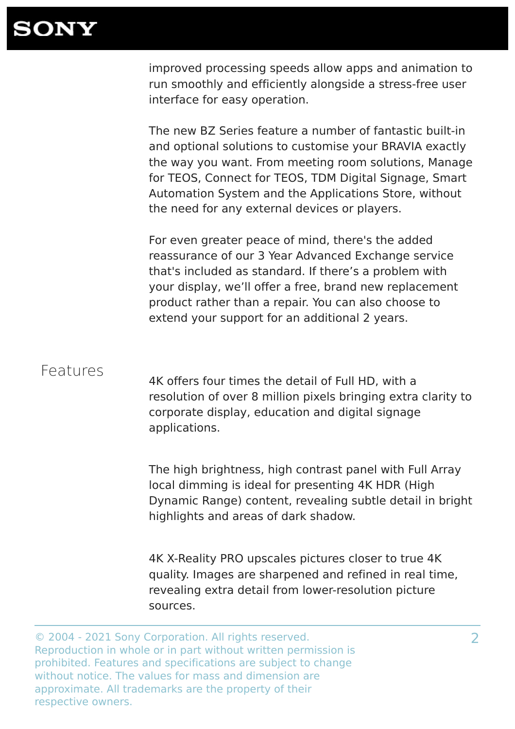improved processing speeds allow apps and animation to run smoothly and efficiently alongside a stress-free user interface for easy operation.

The new BZ Series feature a number of fantastic built-in and optional solutions to customise your BRAVIA exactly the way you want. From meeting room solutions, Manage for TEOS, Connect for TEOS, TDM Digital Signage, Smart Automation System and the Applications Store, without the need for any external devices or players.

For even greater peace of mind, there's the added reassurance of our 3 Year Advanced Exchange service that's included as standard. If there's a problem with your display, we'll offer a free, brand new replacement product rather than a repair. You can also choose to extend your support for an additional 2 years.

## Features

4K offers four times the detail of Full HD, with a resolution of over 8 million pixels bringing extra clarity to corporate display, education and digital signage applications.

The high brightness, high contrast panel with Full Array local dimming is ideal for presenting 4K HDR (High Dynamic Range) content, revealing subtle detail in bright highlights and areas of dark shadow.

4K X-Reality PRO upscales pictures closer to true 4K quality. Images are sharpened and refined in real time, revealing extra detail from lower-resolution picture sources.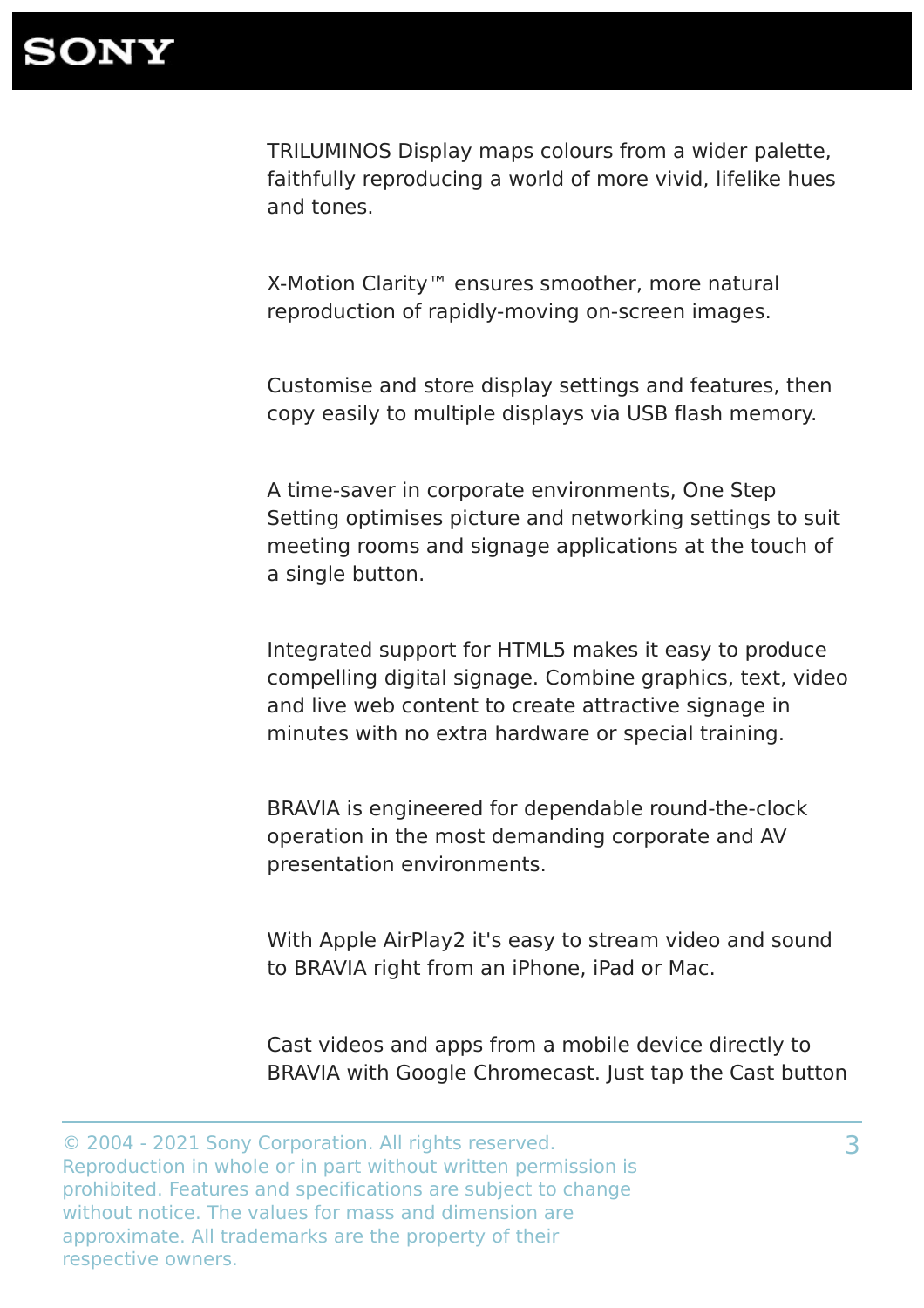TRILUMINOS Display maps colours from a wider palette, faithfully reproducing a world of more vivid, lifelike hues and tones.

X-Motion Clarity™ ensures smoother, more natural reproduction of rapidly-moving on-screen images.

Customise and store display settings and features, then copy easily to multiple displays via USB flash memory.

A time-saver in corporate environments, One Step Setting optimises picture and networking settings to suit meeting rooms and signage applications at the touch of a single button.

Integrated support for HTML5 makes it easy to produce compelling digital signage. Combine graphics, text, video and live web content to create attractive signage in minutes with no extra hardware or special training.

BRAVIA is engineered for dependable round-the-clock operation in the most demanding corporate and AV presentation environments.

With Apple AirPlay2 it's easy to stream video and sound to BRAVIA right from an iPhone, iPad or Mac.

Cast videos and apps from a mobile device directly to BRAVIA with Google Chromecast. Just tap the Cast button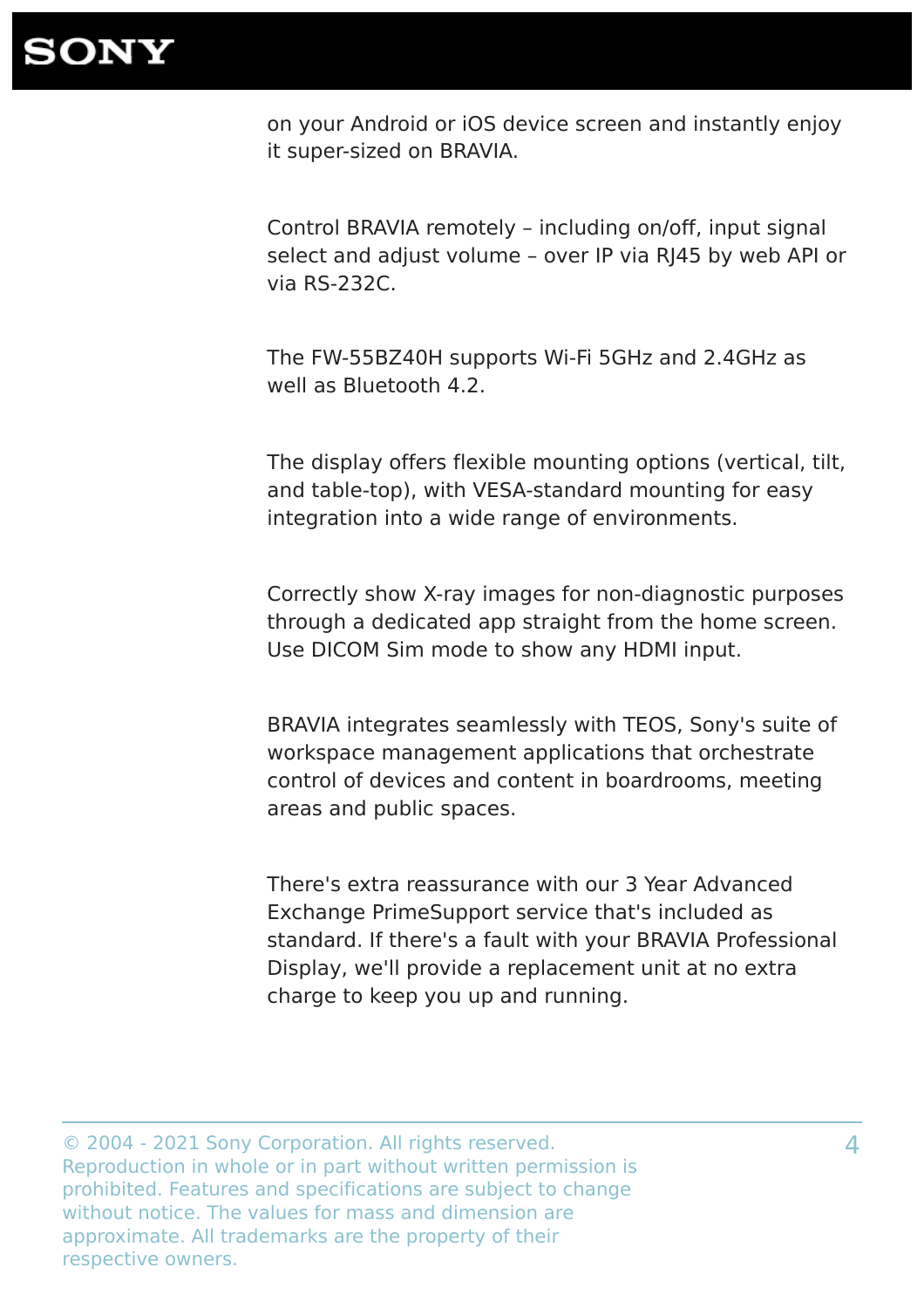on your Android or iOS device screen and instantly enjoy it super-sized on BRAVIA.

Control BRAVIA remotely – including on/off, input signal select and adjust volume – over IP via RJ45 by web API or via RS-232C.

The FW-55BZ40H supports Wi-Fi 5GHz and 2.4GHz as well as Bluetooth 4.2.

The display offers flexible mounting options (vertical, tilt, and table-top), with VESA-standard mounting for easy integration into a wide range of environments.

Correctly show X-ray images for non-diagnostic purposes through a dedicated app straight from the home screen. Use DICOM Sim mode to show any HDMI input.

BRAVIA integrates seamlessly with TEOS, Sony's suite of workspace management applications that orchestrate control of devices and content in boardrooms, meeting areas and public spaces.

There's extra reassurance with our 3 Year Advanced Exchange PrimeSupport service that's included as standard. If there's a fault with your BRAVIA Professional Display, we'll provide a replacement unit at no extra charge to keep you up and running.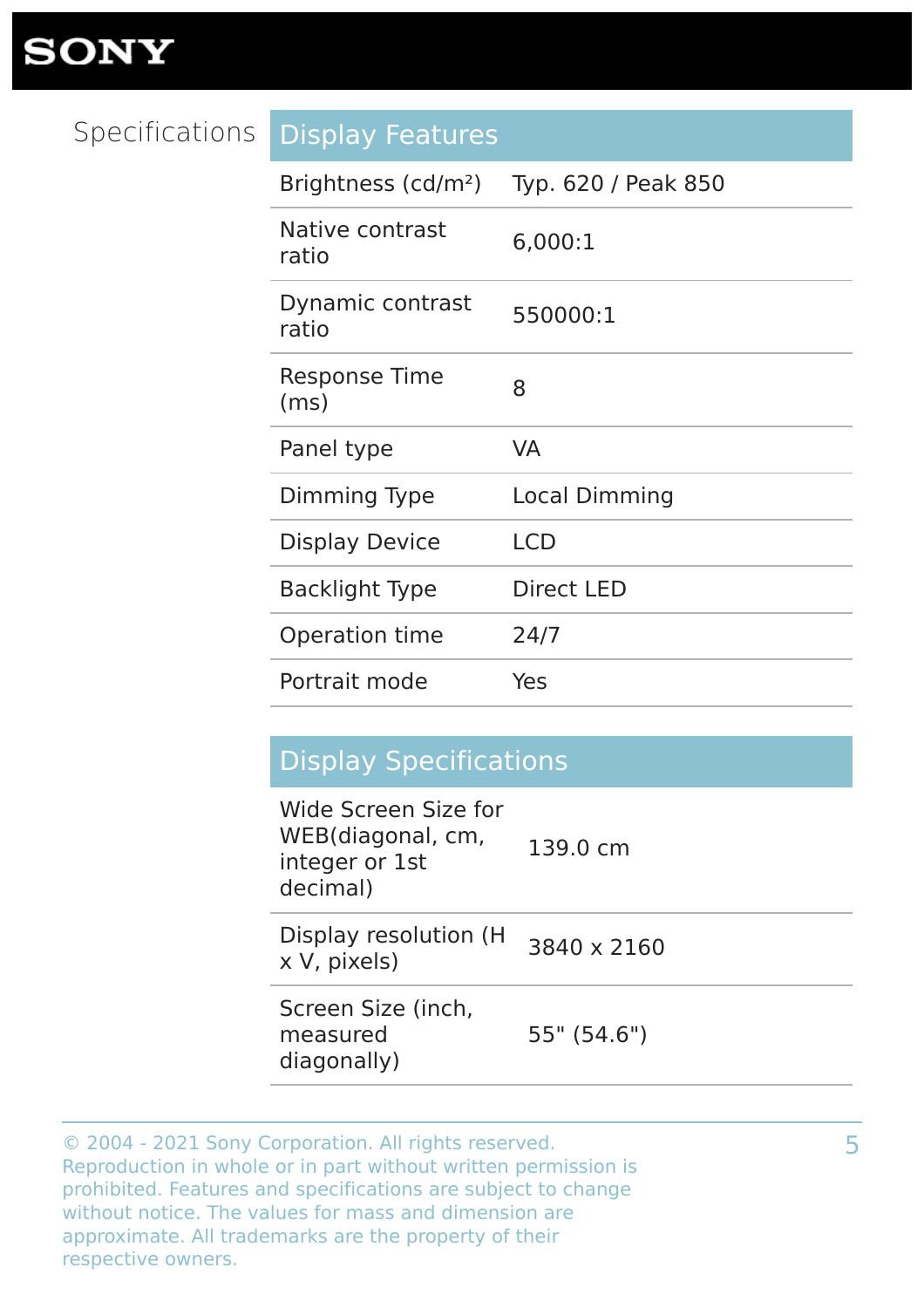# SONY

## Specifications

### Display Features

| Display Features | |
|---|---|
| Brightness (cd/m²) | Typ. 620 / Peak 850 |
| Native contrast ratio | 6,000:1 |
| Dynamic contrast ratio | 550000:1 |
| Response Time (ms) | 8 |
| Panel type | VA |
| Dimming Type | Local Dimming |
| Display Device | LCD |
| Backlight Type | Direct LED |
| Operation time | 24/7 |
| Portrait mode | Yes |

### Display Specifications

| Display Specifications | |
|---|---|
| Wide Screen Size for WEB(diagonal, cm, integer or 1st decimal) | 139.0 cm |
| Display resolution (H x V, pixels) | 3840 x 2160 |
| Screen Size (inch, measured diagonally) | 55" (54.6") |

© 2004 - 2021 Sony Corporation. All rights reserved. Reproduction in whole or in part without written permission is prohibited. Features and specifications are subject to change without notice. The values for mass and dimension are approximate. All trademarks are the property of their respective owners.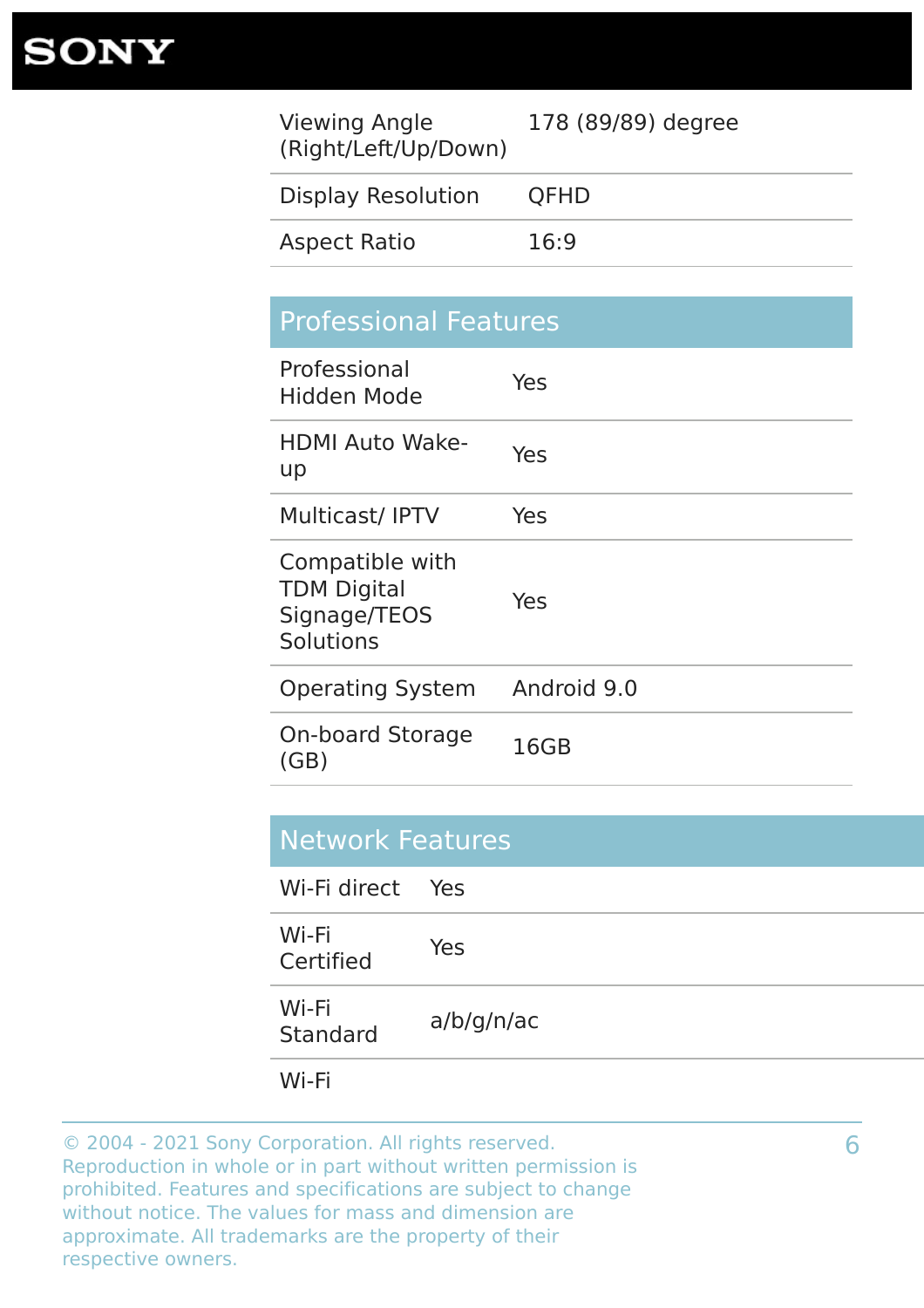| | |
|---|---|
| Viewing Angle (Right/Left/Up/Down) | 178 (89/89) degree |
| Display Resolution | QFHD |
| Aspect Ratio | 16:9 |

## Professional Features

| | |
|---|---|
| Professional Hidden Mode | Yes |
| HDMI Auto Wake-up | Yes |
| Multicast/ IPTV | Yes |
| Compatible with TDM Digital Signage/TEOS Solutions | Yes |
| Operating System | Android 9.0 |
| On-board Storage (GB) | 16GB |

## Network Features

| | |
|---|---|
| Wi-Fi direct | Yes |
| Wi-Fi Certified | Yes |
| Wi-Fi Standard | a/b/g/n/ac |
| Wi-Fi | |

© 2004 - 2021 Sony Corporation. All rights reserved. Reproduction in whole or in part without written permission is prohibited. Features and specifications are subject to change without notice. The values for mass and dimension are approximate. All trademarks are the property of their respective owners.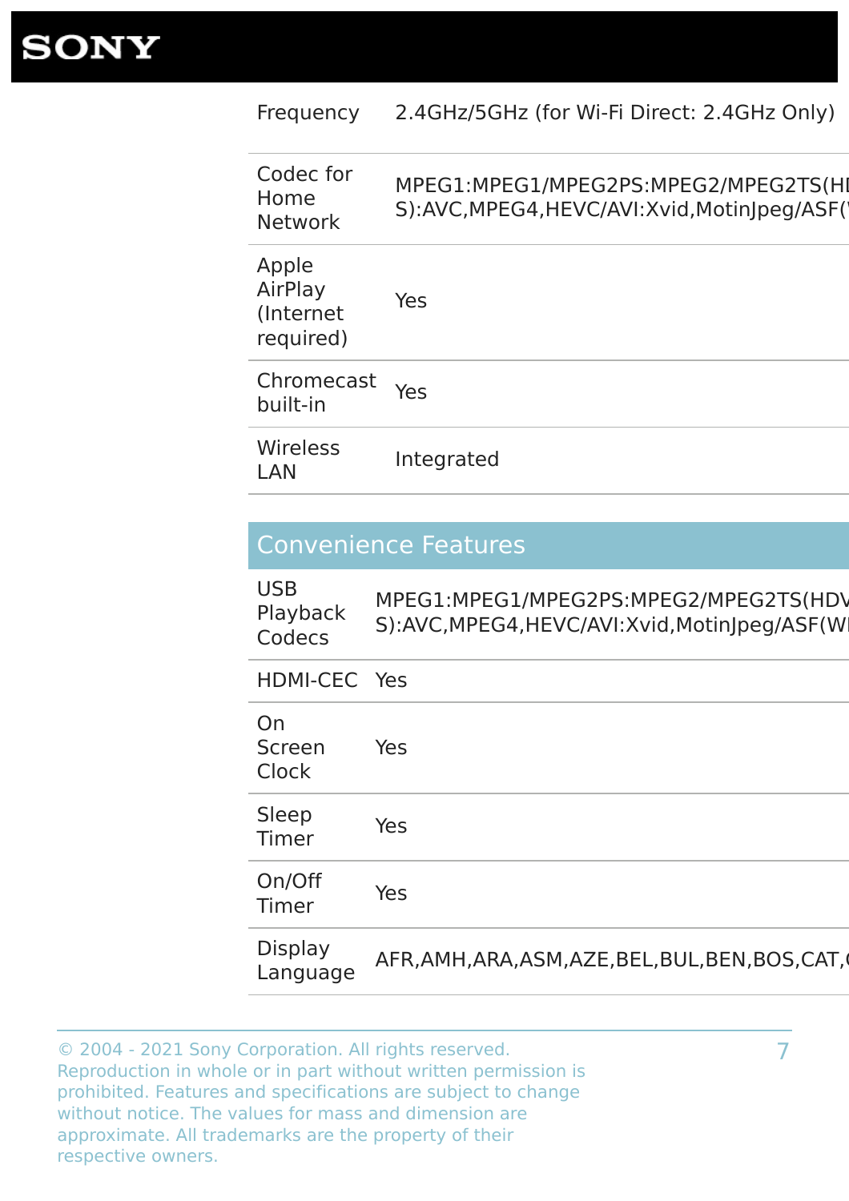| Frequency | 2.4GHz/5GHz (for Wi-Fi Direct: 2.4GHz Only) |
|---|---|
| Codec for Home Network | MPEG1:MPEG1/MPEG2PS:MPEG2/MPEG2TS(HDS):AVC,MPEG4,HEVC/AVI:Xvid,MotinJpeg/ASF( |
| Apple AirPlay (Internet required) | Yes |
| Chromecast built-in | Yes |
| Wireless LAN | Integrated |

## Convenience Features

| USB Playback Codecs | MPEG1:MPEG1/MPEG2PS:MPEG2/MPEG2TS(HDVS):AVC,MPEG4,HEVC/AVI:Xvid,MotinJpeg/ASF(W |
|---|---|
| HDMI-CEC | Yes |
| On Screen Clock | Yes |
| Sleep Timer | Yes |
| On/Off Timer | Yes |
| Display Language | AFR,AMH,ARA,ASM,AZE,BEL,BUL,BEN,BOS,CAT, |

© 2004 - 2021 Sony Corporation. All rights reserved. Reproduction in whole or in part without written permission is prohibited. Features and specifications are subject to change without notice. The values for mass and dimension are approximate. All trademarks are the property of their respective owners.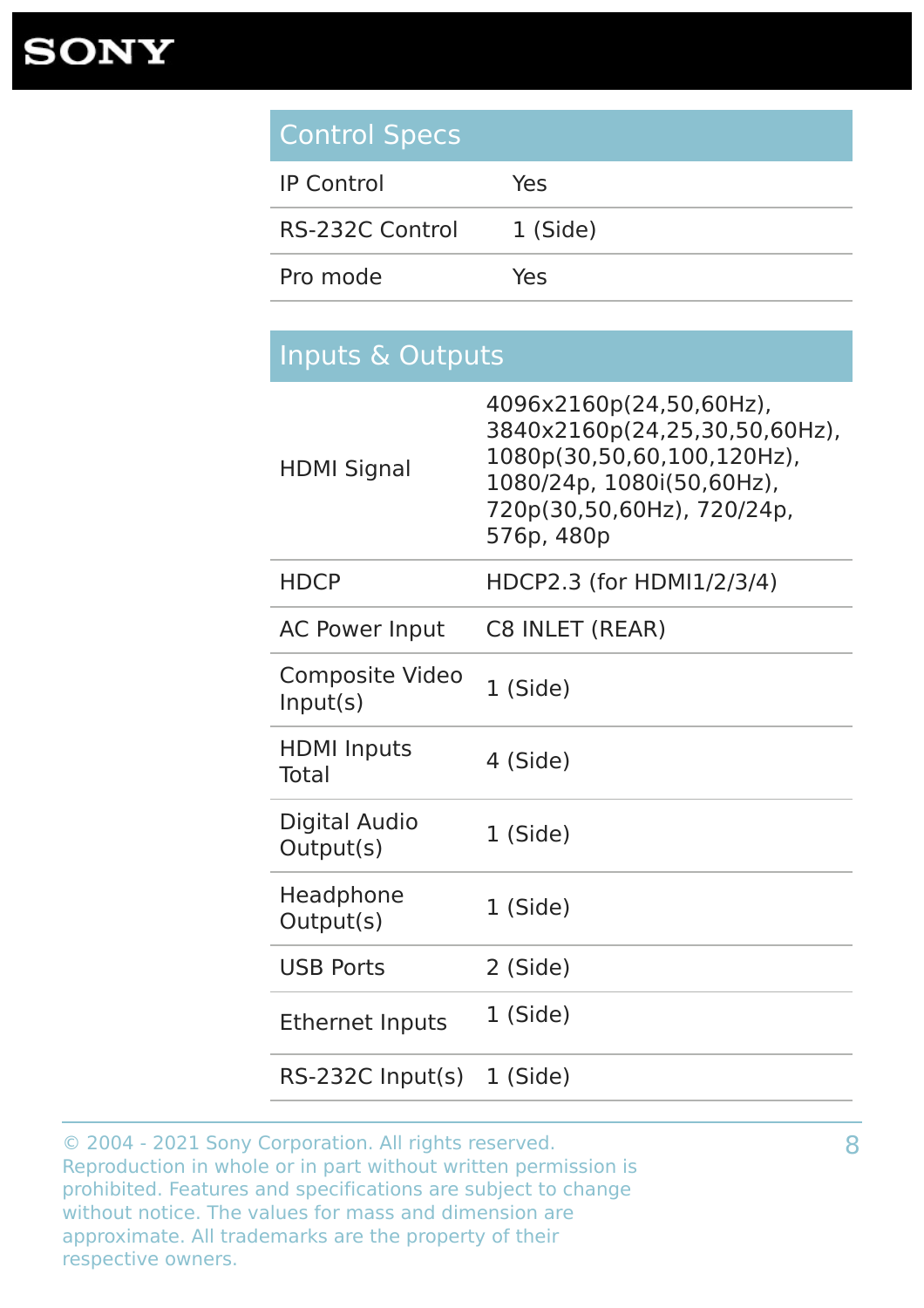## Control Specs

| | |
|---|---|
| IP Control | Yes |
| RS-232C Control | 1 (Side) |
| Pro mode | Yes |

## Inputs & Outputs

| | |
|---|---|
| HDMI Signal | 4096x2160p(24,50,60Hz), 3840x2160p(24,25,30,50,60Hz), 1080p(30,50,60,100,120Hz), 1080/24p, 1080i(50,60Hz), 720p(30,50,60Hz), 720/24p, 576p, 480p |
| HDCP | HDCP2.3 (for HDMI1/2/3/4) |
| AC Power Input | C8 INLET (REAR) |
| Composite Video Input(s) | 1 (Side) |
| HDMI Inputs Total | 4 (Side) |
| Digital Audio Output(s) | 1 (Side) |
| Headphone Output(s) | 1 (Side) |
| USB Ports | 2 (Side) |
| Ethernet Inputs | 1 (Side) |
| RS-232C Input(s) | 1 (Side) |

© 2004 - 2021 Sony Corporation. All rights reserved. Reproduction in whole or in part without written permission is prohibited. Features and specifications are subject to change without notice. The values for mass and dimension are approximate. All trademarks are the property of their respective owners.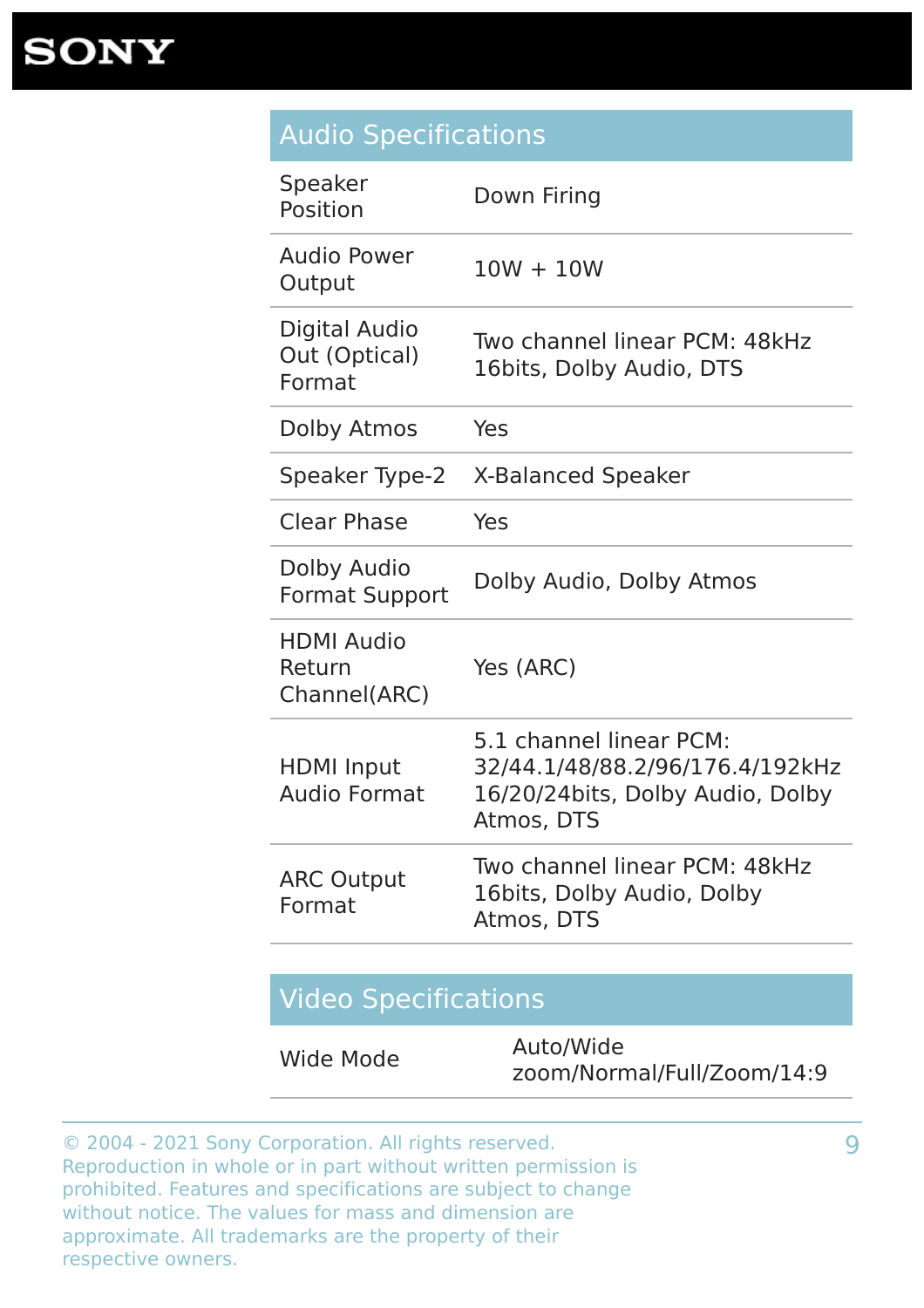## Audio Specifications

| | |
|---|---|
| Speaker Position | Down Firing |
| Audio Power Output | 10W + 10W |
| Digital Audio Out (Optical) Format | Two channel linear PCM: 48kHz 16bits, Dolby Audio, DTS |
| Dolby Atmos | Yes |
| Speaker Type-2 | X-Balanced Speaker |
| Clear Phase | Yes |
| Dolby Audio Format Support | Dolby Audio, Dolby Atmos |
| HDMI Audio Return Channel(ARC) | Yes (ARC) |
| HDMI Input Audio Format | 5.1 channel linear PCM: 32/44.1/48/88.2/96/176.4/192kHz 16/20/24bits, Dolby Audio, Dolby Atmos, DTS |
| ARC Output Format | Two channel linear PCM: 48kHz 16bits, Dolby Audio, Dolby Atmos, DTS |

## Video Specifications

| | |
|---|---|
| Wide Mode | Auto/Wide zoom/Normal/Full/Zoom/14:9 |

© 2004 - 2021 Sony Corporation. All rights reserved. Reproduction in whole or in part without written permission is prohibited. Features and specifications are subject to change without notice. The values for mass and dimension are approximate. All trademarks are the property of their respective owners.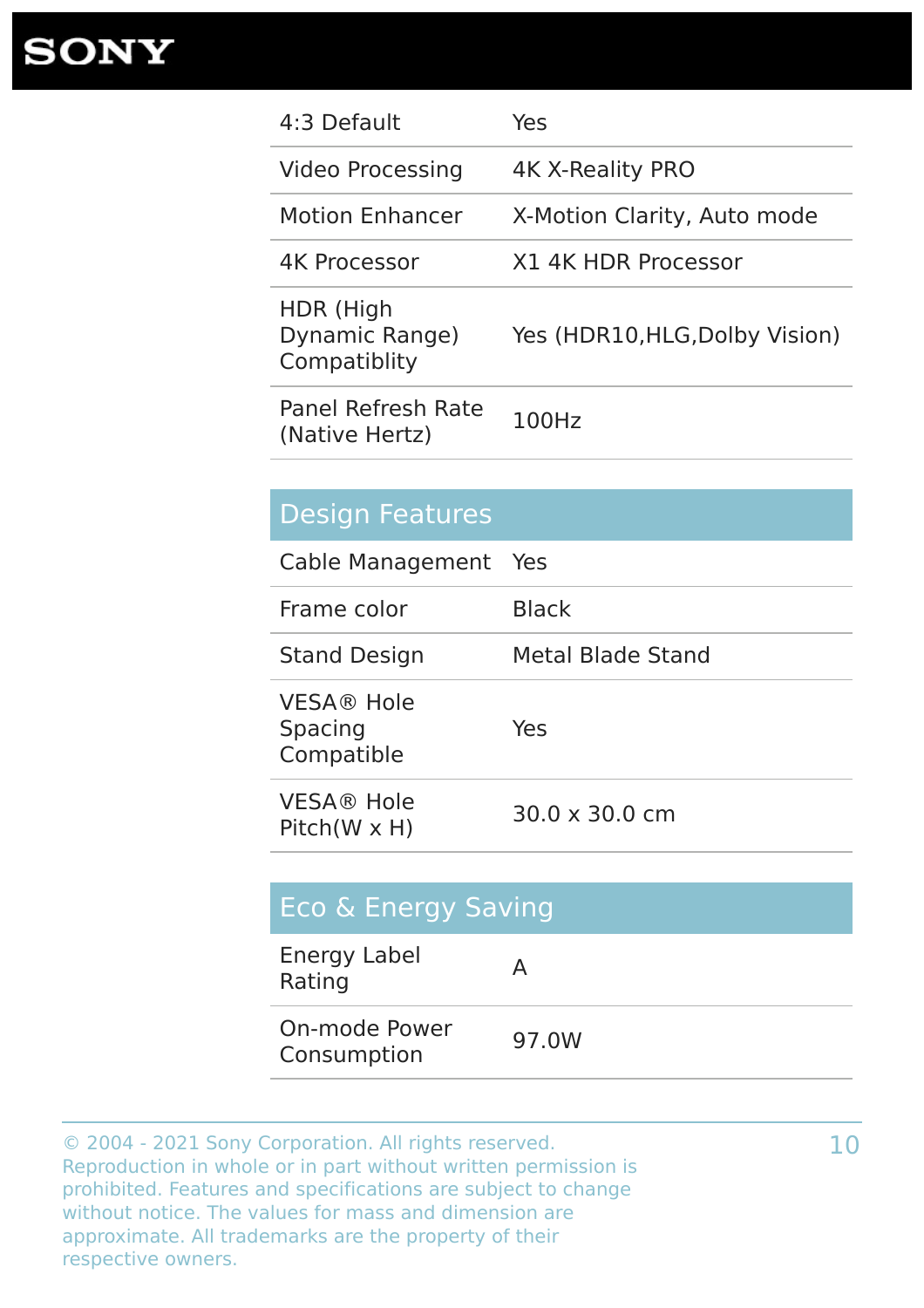| | |
|---|---|
| 4:3 Default | Yes |
| Video Processing | 4K X-Reality PRO |
| Motion Enhancer | X-Motion Clarity, Auto mode |
| 4K Processor | X1 4K HDR Processor |
| HDR (High Dynamic Range) Compatiblity | Yes (HDR10,HLG,Dolby Vision) |
| Panel Refresh Rate (Native Hertz) | 100Hz |

## Design Features

| | |
|---|---|
| Cable Management | Yes |
| Frame color | Black |
| Stand Design | Metal Blade Stand |
| VESA® Hole Spacing Compatible | Yes |
| VESA® Hole Pitch(W x H) | 30.0 x 30.0 cm |

## Eco & Energy Saving

| | |
|---|---|
| Energy Label Rating | A |
| On-mode Power Consumption | 97.0W |

© 2004 - 2021 Sony Corporation. All rights reserved. Reproduction in whole or in part without written permission is prohibited. Features and specifications are subject to change without notice. The values for mass and dimension are approximate. All trademarks are the property of their respective owners.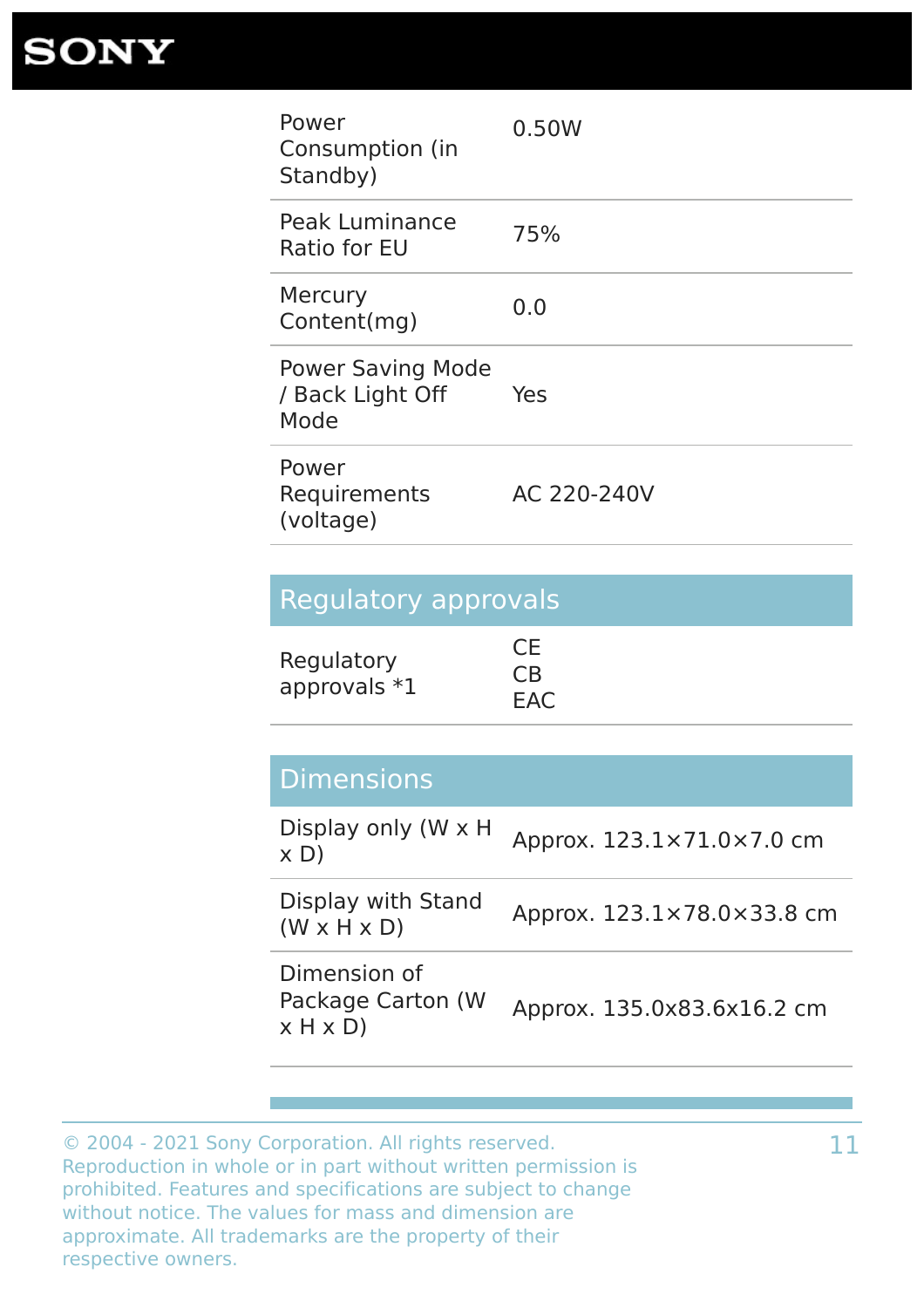| | |
|---|---|
| Power Consumption (in Standby) | 0.50W |
| Peak Luminance Ratio for EU | 75% |
| Mercury Content(mg) | 0.0 |
| Power Saving Mode / Back Light Off Mode | Yes |
| Power Requirements (voltage) | AC 220-240V |

## Regulatory approvals

| | |
|---|---|
| Regulatory approvals *1 | CE<br>CB<br>EAC |

## Dimensions

| | |
|---|---|
| Display only (W x H x D) | Approx. 123.1×71.0×7.0 cm |
| Display with Stand (W x H x D) | Approx. 123.1×78.0×33.8 cm |
| Dimension of Package Carton (W x H x D) | Approx. 135.0x83.6x16.2 cm |

© 2004 - 2021 Sony Corporation. All rights reserved. Reproduction in whole or in part without written permission is prohibited. Features and specifications are subject to change without notice. The values for mass and dimension are approximate. All trademarks are the property of their respective owners.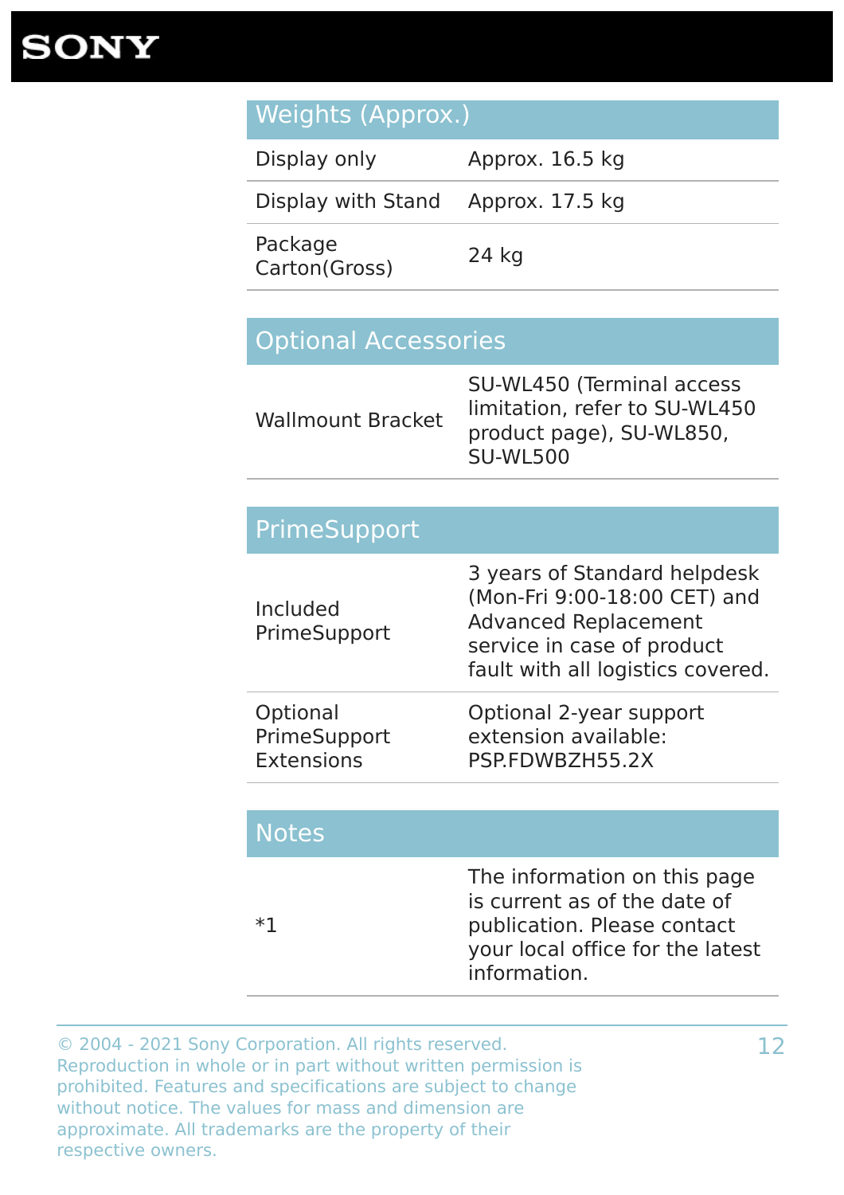| Weights (Approx.) | |
|---|---|
| Display only | Approx. 16.5 kg |
| Display with Stand | Approx. 17.5 kg |
| Package Carton(Gross) | 24 kg |

| Optional Accessories | |
|---|---|
| Wallmount Bracket | SU-WL450 (Terminal access limitation, refer to SU-WL450 product page), SU-WL850, SU-WL500 |

| PrimeSupport | |
|---|---|
| Included PrimeSupport | 3 years of Standard helpdesk (Mon-Fri 9:00-18:00 CET) and Advanced Replacement service in case of product fault with all logistics covered. |
| Optional PrimeSupport Extensions | Optional 2-year support extension available: PSP.FDWBZH55.2X |

| Notes | |
|---|---|
| *1 | The information on this page is current as of the date of publication. Please contact your local office for the latest information. |

© 2004 - 2021 Sony Corporation. All rights reserved. Reproduction in whole or in part without written permission is prohibited. Features and specifications are subject to change without notice. The values for mass and dimension are approximate. All trademarks are the property of their respective owners.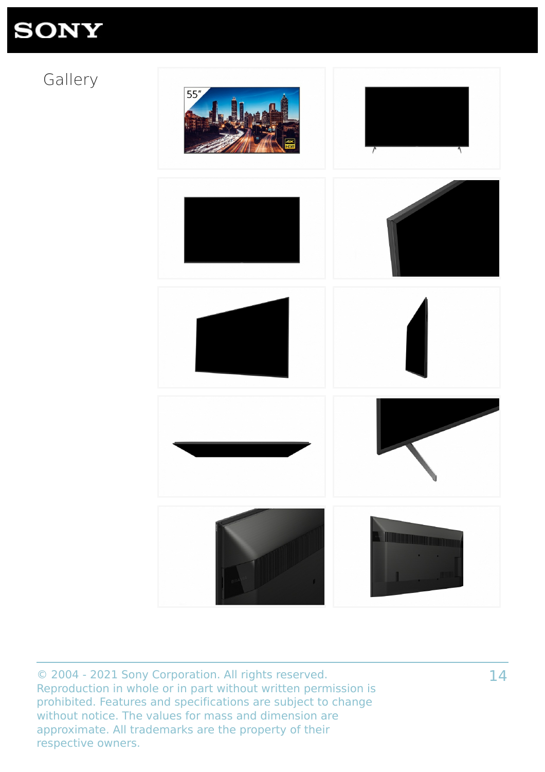Gallery

© 2004 - 2021 Sony Corporation. All rights reserved. Reproduction in whole or in part without written permission is prohibited. Features and specifications are subject to change without notice. The values for mass and dimension are approximate. All trademarks are the property of their respective owners.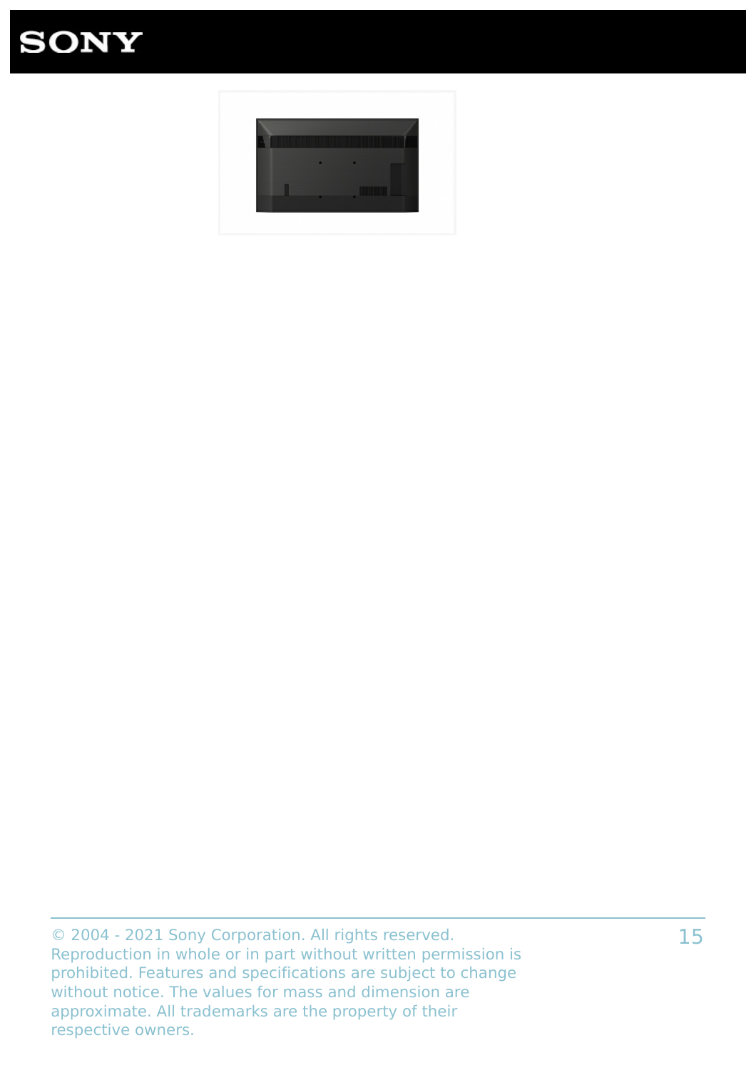© 2004 - 2021 Sony Corporation. All rights reserved. Reproduction in whole or in part without written permission is prohibited. Features and specifications are subject to change without notice. The values for mass and dimension are approximate. All trademarks are the property of their respective owners.